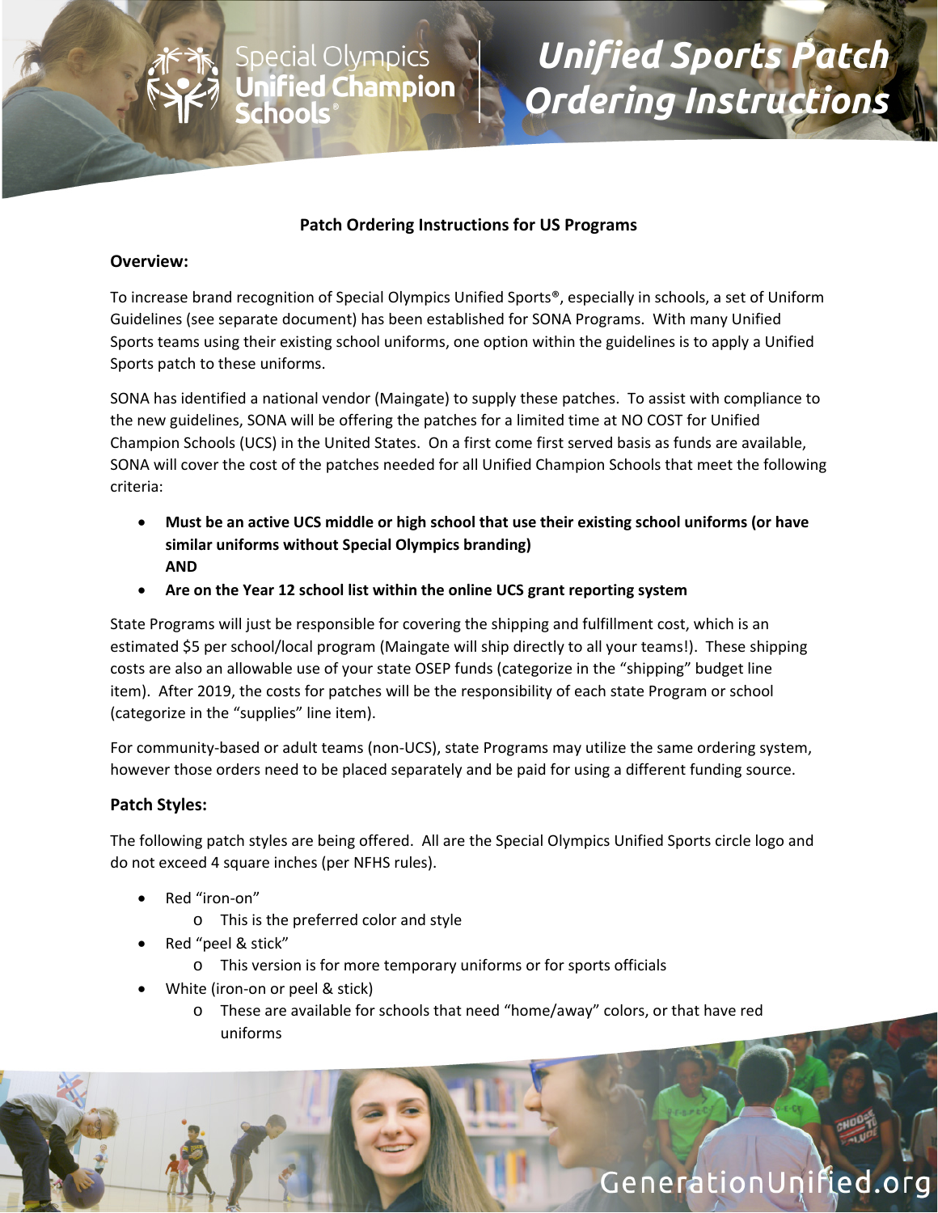# Unified Sports Patch Ordering Instructions

Special Olympics Unified Champion Schools®

## Patch Ordering Instructions for US Programs

### Overview:

To increase brand recognition of Special Olympics Unified Sports®, especially in schools, a set of Uniform Guidelines (see separate document) has been established for SONA Programs. With many Unified Sports teams using their existing school uniforms, one option within the guidelines is to apply a Unified Sports patch to these uniforms.

SONA has identified a national vendor (Maingate) to supply these patches. To assist with compliance to the new guidelines, SONA will be offering the patches for a limited time at NO COST for Unified Champion Schools (UCS) in the United States. On a first come first served basis as funds are available, SONA will cover the cost of the patches needed for all Unified Champion Schools that meet the following criteria:

- **Must be an active UCS middle or high school that use their existing school uniforms (or have similar uniforms without Special Olympics branding)**
  **AND**
- **Are on the Year 12 school list within the online UCS grant reporting system**

State Programs will just be responsible for covering the shipping and fulfillment cost, which is an estimated $5 per school/local program (Maingate will ship directly to all your teams!). These shipping costs are also an allowable use of your state OSEP funds (categorize in the "shipping" budget line item). After 2019, the costs for patches will be the responsibility of each state Program or school (categorize in the "supplies" line item).

For community-based or adult teams (non-UCS), state Programs may utilize the same ordering system, however those orders need to be placed separately and be paid for using a different funding source.

### Patch Styles:

The following patch styles are being offered. All are the Special Olympics Unified Sports circle logo and do not exceed 4 square inches (per NFHS rules).

- Red "iron-on"
  - This is the preferred color and style
- Red "peel & stick"
  - This version is for more temporary uniforms or for sports officials
- White (iron-on or peel & stick)
  - These are available for schools that need "home/away" colors, or that have red uniforms

GenerationUnified.org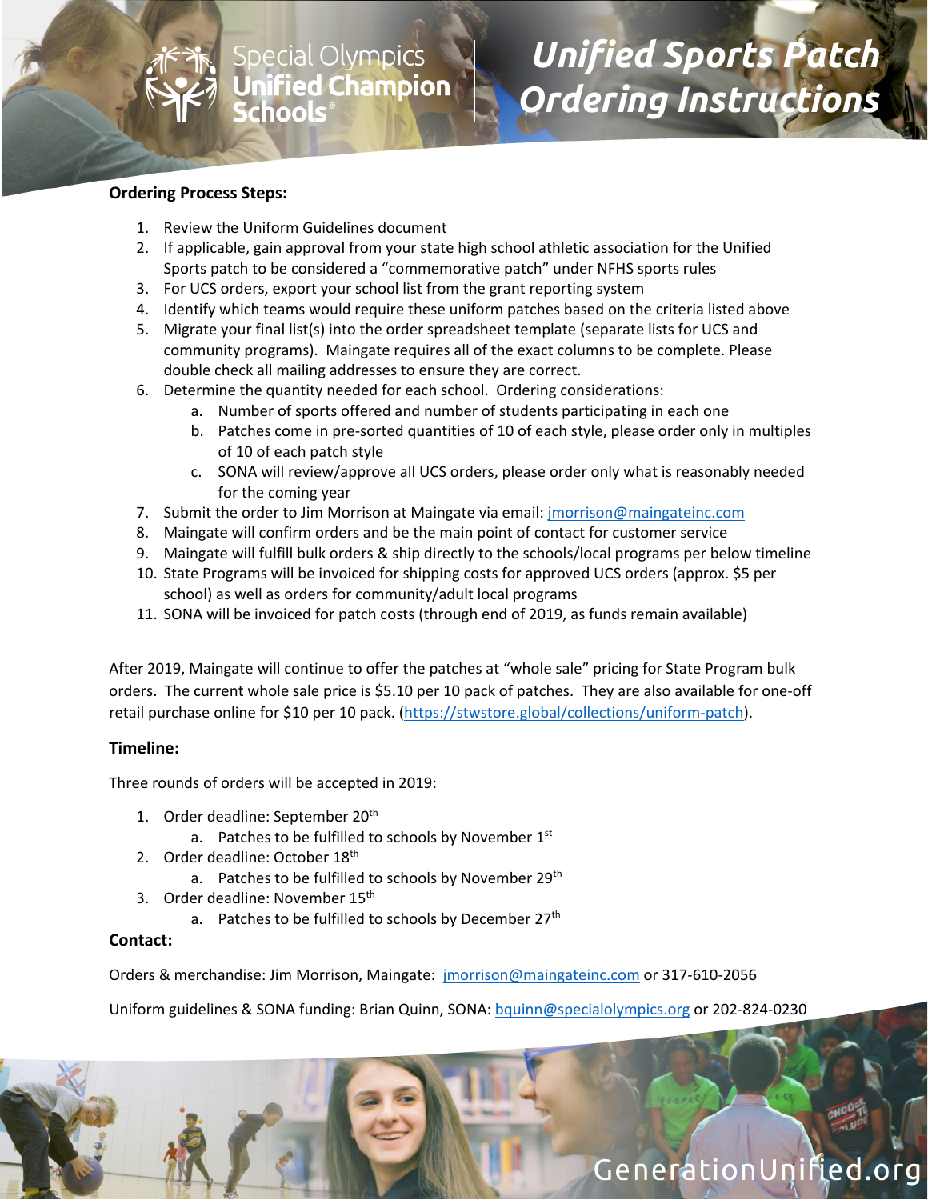Special Olympics Unified Champion Schools

# Unified Sports Patch Ordering Instructions

**Ordering Process Steps:**

1. Review the Uniform Guidelines document
2. If applicable, gain approval from your state high school athletic association for the Unified Sports patch to be considered a "commemorative patch" under NFHS sports rules
3. For UCS orders, export your school list from the grant reporting system
4. Identify which teams would require these uniform patches based on the criteria listed above
5. Migrate your final list(s) into the order spreadsheet template (separate lists for UCS and community programs). Maingate requires all of the exact columns to be complete. Please double check all mailing addresses to ensure they are correct.
6. Determine the quantity needed for each school. Ordering considerations:
    a. Number of sports offered and number of students participating in each one
    b. Patches come in pre-sorted quantities of 10 of each style, please order only in multiples of 10 of each patch style
    c. SONA will review/approve all UCS orders, please order only what is reasonably needed for the coming year
7. Submit the order to Jim Morrison at Maingate via email: jmorrison@maingateinc.com
8. Maingate will confirm orders and be the main point of contact for customer service
9. Maingate will fulfill bulk orders & ship directly to the schools/local programs per below timeline
10. State Programs will be invoiced for shipping costs for approved UCS orders (approx. $5 per school) as well as orders for community/adult local programs
11. SONA will be invoiced for patch costs (through end of 2019, as funds remain available)

After 2019, Maingate will continue to offer the patches at "whole sale" pricing for State Program bulk orders. The current whole sale price is $5.10 per 10 pack of patches. They are also available for one-off retail purchase online for $10 per 10 pack. (https://stwstore.global/collections/uniform-patch).

**Timeline:**

Three rounds of orders will be accepted in 2019:

1. Order deadline: September 20th
    a. Patches to be fulfilled to schools by November 1st
2. Order deadline: October 18th
    a. Patches to be fulfilled to schools by November 29th
3. Order deadline: November 15th
    a. Patches to be fulfilled to schools by December 27th

**Contact:**

Orders & merchandise: Jim Morrison, Maingate: jmorrison@maingateinc.com or 317-610-2056

Uniform guidelines & SONA funding: Brian Quinn, SONA: bquinn@specialolympics.org or 202-824-0230

GenerationUnified.org